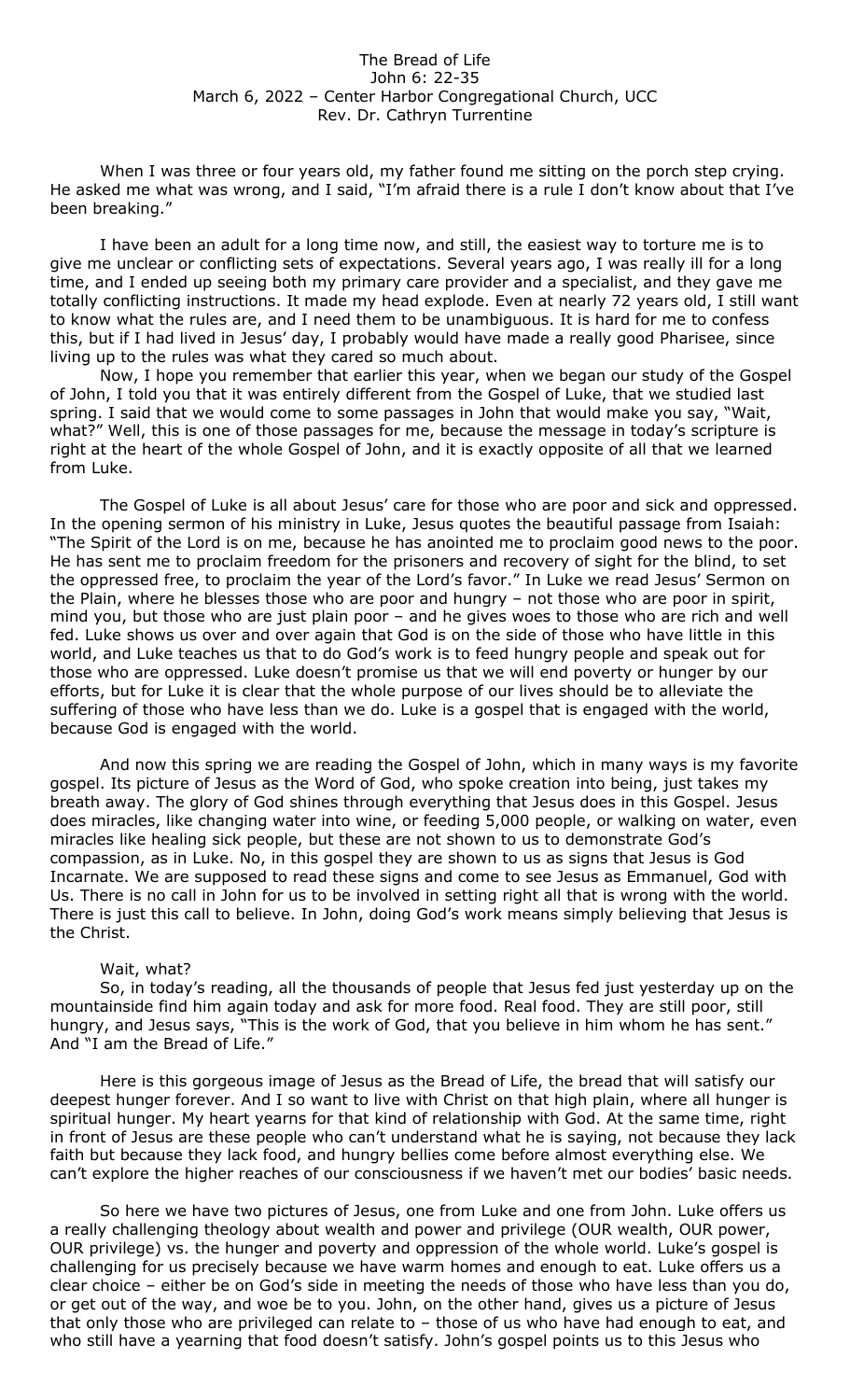The Bread of Life
John 6: 22-35
March 6, 2022 – Center Harbor Congregational Church, UCC
Rev. Dr. Cathryn Turrentine

When I was three or four years old, my father found me sitting on the porch step crying. He asked me what was wrong, and I said, "I'm afraid there is a rule I don't know about that I've been breaking."

I have been an adult for a long time now, and still, the easiest way to torture me is to give me unclear or conflicting sets of expectations. Several years ago, I was really ill for a long time, and I ended up seeing both my primary care provider and a specialist, and they gave me totally conflicting instructions. It made my head explode. Even at nearly 72 years old, I still want to know what the rules are, and I need them to be unambiguous. It is hard for me to confess this, but if I had lived in Jesus' day, I probably would have made a really good Pharisee, since living up to the rules was what they cared so much about.

Now, I hope you remember that earlier this year, when we began our study of the Gospel of John, I told you that it was entirely different from the Gospel of Luke, that we studied last spring. I said that we would come to some passages in John that would make you say, "Wait, what?" Well, this is one of those passages for me, because the message in today's scripture is right at the heart of the whole Gospel of John, and it is exactly opposite of all that we learned from Luke.

The Gospel of Luke is all about Jesus' care for those who are poor and sick and oppressed. In the opening sermon of his ministry in Luke, Jesus quotes the beautiful passage from Isaiah: "The Spirit of the Lord is on me, because he has anointed me to proclaim good news to the poor. He has sent me to proclaim freedom for the prisoners and recovery of sight for the blind, to set the oppressed free, to proclaim the year of the Lord's favor." In Luke we read Jesus' Sermon on the Plain, where he blesses those who are poor and hungry – not those who are poor in spirit, mind you, but those who are just plain poor – and he gives woes to those who are rich and well fed. Luke shows us over and over again that God is on the side of those who have little in this world, and Luke teaches us that to do God's work is to feed hungry people and speak out for those who are oppressed. Luke doesn't promise us that we will end poverty or hunger by our efforts, but for Luke it is clear that the whole purpose of our lives should be to alleviate the suffering of those who have less than we do. Luke is a gospel that is engaged with the world, because God is engaged with the world.

And now this spring we are reading the Gospel of John, which in many ways is my favorite gospel. Its picture of Jesus as the Word of God, who spoke creation into being, just takes my breath away. The glory of God shines through everything that Jesus does in this Gospel. Jesus does miracles, like changing water into wine, or feeding 5,000 people, or walking on water, even miracles like healing sick people, but these are not shown to us to demonstrate God's compassion, as in Luke. No, in this gospel they are shown to us as signs that Jesus is God Incarnate. We are supposed to read these signs and come to see Jesus as Emmanuel, God with Us. There is no call in John for us to be involved in setting right all that is wrong with the world. There is just this call to believe. In John, doing God's work means simply believing that Jesus is the Christ.

Wait, what?

So, in today's reading, all the thousands of people that Jesus fed just yesterday up on the mountainside find him again today and ask for more food. Real food. They are still poor, still hungry, and Jesus says, "This is the work of God, that you believe in him whom he has sent." And "I am the Bread of Life."

Here is this gorgeous image of Jesus as the Bread of Life, the bread that will satisfy our deepest hunger forever. And I so want to live with Christ on that high plain, where all hunger is spiritual hunger. My heart yearns for that kind of relationship with God. At the same time, right in front of Jesus are these people who can't understand what he is saying, not because they lack faith but because they lack food, and hungry bellies come before almost everything else. We can't explore the higher reaches of our consciousness if we haven't met our bodies' basic needs.

So here we have two pictures of Jesus, one from Luke and one from John. Luke offers us a really challenging theology about wealth and power and privilege (OUR wealth, OUR power, OUR privilege) vs. the hunger and poverty and oppression of the whole world. Luke's gospel is challenging for us precisely because we have warm homes and enough to eat. Luke offers us a clear choice – either be on God's side in meeting the needs of those who have less than you do, or get out of the way, and woe be to you. John, on the other hand, gives us a picture of Jesus that only those who are privileged can relate to – those of us who have had enough to eat, and who still have a yearning that food doesn't satisfy. John's gospel points us to this Jesus who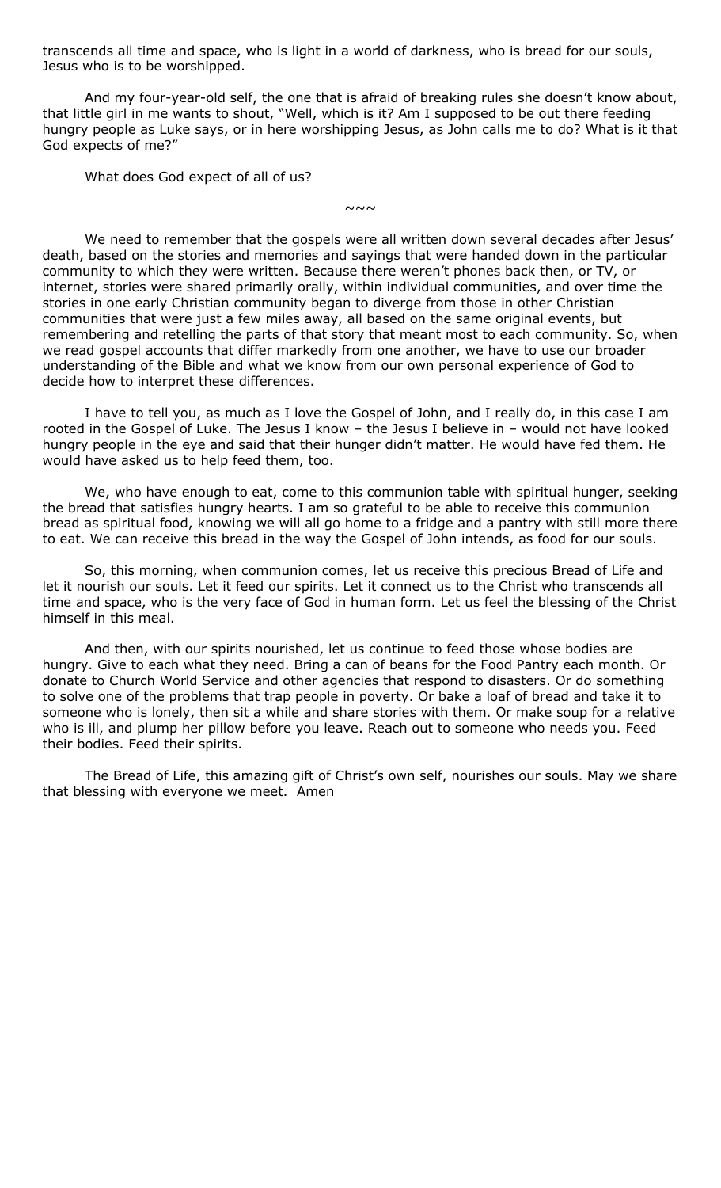transcends all time and space, who is light in a world of darkness, who is bread for our souls, Jesus who is to be worshipped.

And my four-year-old self, the one that is afraid of breaking rules she doesn't know about, that little girl in me wants to shout, "Well, which is it? Am I supposed to be out there feeding hungry people as Luke says, or in here worshipping Jesus, as John calls me to do? What is it that God expects of me?"

What does God expect of all of us?

~~~

We need to remember that the gospels were all written down several decades after Jesus' death, based on the stories and memories and sayings that were handed down in the particular community to which they were written. Because there weren't phones back then, or TV, or internet, stories were shared primarily orally, within individual communities, and over time the stories in one early Christian community began to diverge from those in other Christian communities that were just a few miles away, all based on the same original events, but remembering and retelling the parts of that story that meant most to each community. So, when we read gospel accounts that differ markedly from one another, we have to use our broader understanding of the Bible and what we know from our own personal experience of God to decide how to interpret these differences.

I have to tell you, as much as I love the Gospel of John, and I really do, in this case I am rooted in the Gospel of Luke. The Jesus I know – the Jesus I believe in – would not have looked hungry people in the eye and said that their hunger didn't matter. He would have fed them. He would have asked us to help feed them, too.

We, who have enough to eat, come to this communion table with spiritual hunger, seeking the bread that satisfies hungry hearts. I am so grateful to be able to receive this communion bread as spiritual food, knowing we will all go home to a fridge and a pantry with still more there to eat. We can receive this bread in the way the Gospel of John intends, as food for our souls.

So, this morning, when communion comes, let us receive this precious Bread of Life and let it nourish our souls. Let it feed our spirits. Let it connect us to the Christ who transcends all time and space, who is the very face of God in human form. Let us feel the blessing of the Christ himself in this meal.

And then, with our spirits nourished, let us continue to feed those whose bodies are hungry. Give to each what they need. Bring a can of beans for the Food Pantry each month. Or donate to Church World Service and other agencies that respond to disasters. Or do something to solve one of the problems that trap people in poverty. Or bake a loaf of bread and take it to someone who is lonely, then sit a while and share stories with them. Or make soup for a relative who is ill, and plump her pillow before you leave. Reach out to someone who needs you. Feed their bodies. Feed their spirits.

The Bread of Life, this amazing gift of Christ's own self, nourishes our souls. May we share that blessing with everyone we meet. Amen